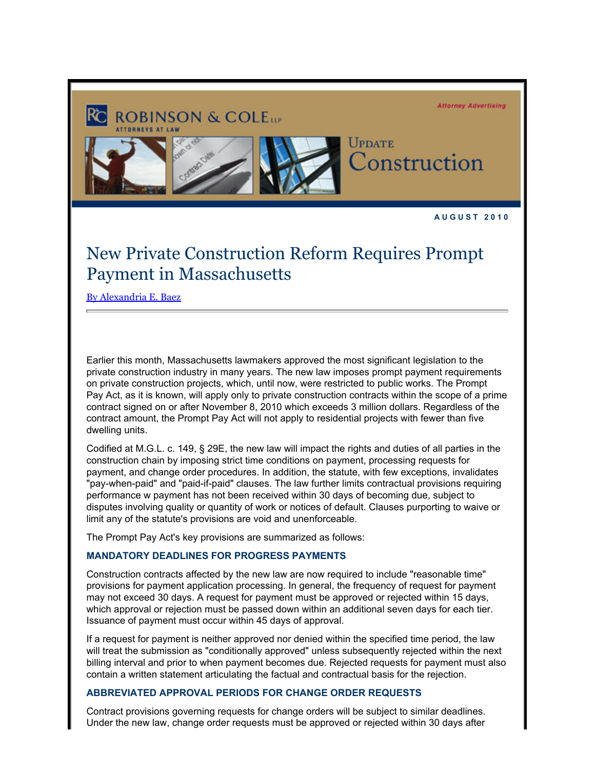ROBINSON & COLE LLP
ATTORNEYS AT LAW

Attorney Advertising

Update Construction

AUGUST 2010

# New Private Construction Reform Requires Prompt Payment in Massachusetts

By Alexandria E. Baez

---

Earlier this month, Massachusetts lawmakers approved the most significant legislation to the private construction industry in many years. The new law imposes prompt payment requirements on private construction projects, which, until now, were restricted to public works. The Prompt Pay Act, as it is known, will apply only to private construction contracts within the scope of a prime contract signed on or after November 8, 2010 which exceeds 3 million dollars. Regardless of the contract amount, the Prompt Pay Act will not apply to residential projects with fewer than five dwelling units.

Codified at M.G.L. c. 149, § 29E, the new law will impact the rights and duties of all parties in the construction chain by imposing strict time conditions on payment, processing requests for payment, and change order procedures. In addition, the statute, with few exceptions, invalidates "pay-when-paid" and "paid-if-paid" clauses. The law further limits contractual provisions requiring performance w payment has not been received within 30 days of becoming due, subject to disputes involving quality or quantity of work or notices of default. Clauses purporting to waive or limit any of the statute's provisions are void and unenforceable.

The Prompt Pay Act's key provisions are summarized as follows:

### MANDATORY DEADLINES FOR PROGRESS PAYMENTS

Construction contracts affected by the new law are now required to include "reasonable time" provisions for payment application processing. In general, the frequency of request for payment may not exceed 30 days. A request for payment must be approved or rejected within 15 days, which approval or rejection must be passed down within an additional seven days for each tier. Issuance of payment must occur within 45 days of approval.

If a request for payment is neither approved nor denied within the specified time period, the law will treat the submission as "conditionally approved" unless subsequently rejected within the next billing interval and prior to when payment becomes due. Rejected requests for payment must also contain a written statement articulating the factual and contractual basis for the rejection.

### ABBREVIATED APPROVAL PERIODS FOR CHANGE ORDER REQUESTS

Contract provisions governing requests for change orders will be subject to similar deadlines. Under the new law, change order requests must be approved or rejected within 30 days after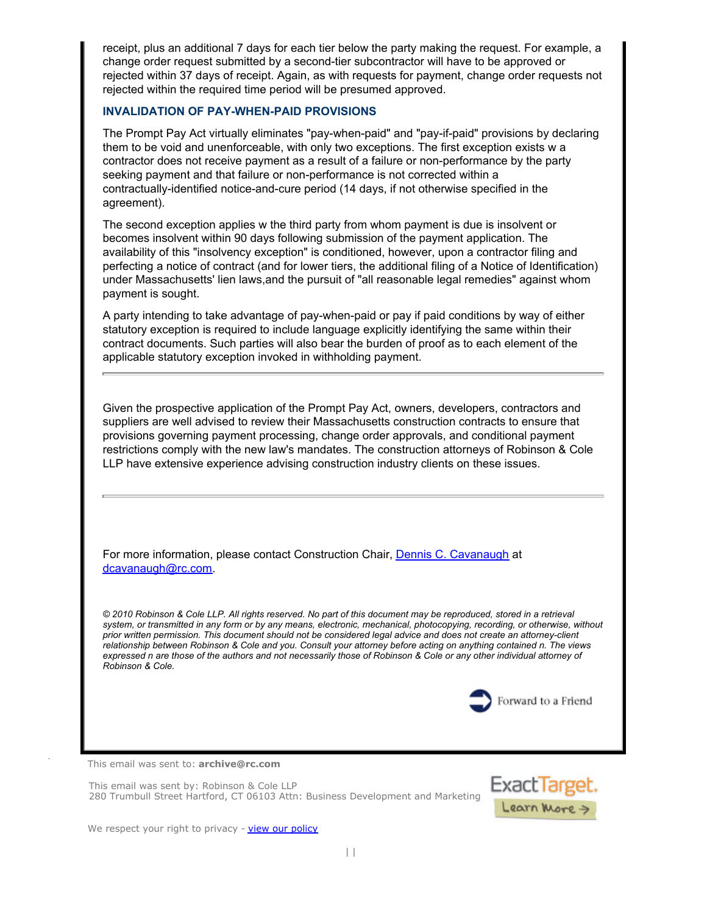receipt, plus an additional 7 days for each tier below the party making the request. For example, a change order request submitted by a second-tier subcontractor will have to be approved or rejected within 37 days of receipt. Again, as with requests for payment, change order requests not rejected within the required time period will be presumed approved.

### INVALIDATION OF PAY-WHEN-PAID PROVISIONS

The Prompt Pay Act virtually eliminates "pay-when-paid" and "pay-if-paid" provisions by declaring them to be void and unenforceable, with only two exceptions. The first exception exists w a contractor does not receive payment as a result of a failure or non-performance by the party seeking payment and that failure or non-performance is not corrected within a contractually-identified notice-and-cure period (14 days, if not otherwise specified in the agreement).

The second exception applies w the third party from whom payment is due is insolvent or becomes insolvent within 90 days following submission of the payment application. The availability of this "insolvency exception" is conditioned, however, upon a contractor filing and perfecting a notice of contract (and for lower tiers, the additional filing of a Notice of Identification) under Massachusetts' lien laws,and the pursuit of "all reasonable legal remedies" against whom payment is sought.

A party intending to take advantage of pay-when-paid or pay if paid conditions by way of either statutory exception is required to include language explicitly identifying the same within their contract documents. Such parties will also bear the burden of proof as to each element of the applicable statutory exception invoked in withholding payment.

---

Given the prospective application of the Prompt Pay Act, owners, developers, contractors and suppliers are well advised to review their Massachusetts construction contracts to ensure that provisions governing payment processing, change order approvals, and conditional payment restrictions comply with the new law's mandates. The construction attorneys of Robinson & Cole LLP have extensive experience advising construction industry clients on these issues.

---

For more information, please contact Construction Chair, Dennis C. Cavanaugh at dcavanaugh@rc.com.

*© 2010 Robinson & Cole LLP. All rights reserved. No part of this document may be reproduced, stored in a retrieval system, or transmitted in any form or by any means, electronic, mechanical, photocopying, recording, or otherwise, without prior written permission. This document should not be considered legal advice and does not create an attorney-client relationship between Robinson & Cole and you. Consult your attorney before acting on anything contained n. The views expressed n are those of the authors and not necessarily those of Robinson & Cole or any other individual attorney of Robinson & Cole.*

Forward to a Friend

This email was sent to: **archive@rc.com**

This email was sent by: Robinson & Cole LLP
280 Trumbull Street Hartford, CT 06103 Attn: Business Development and Marketing

ExactTarget. Learn More

We respect your right to privacy - view our policy